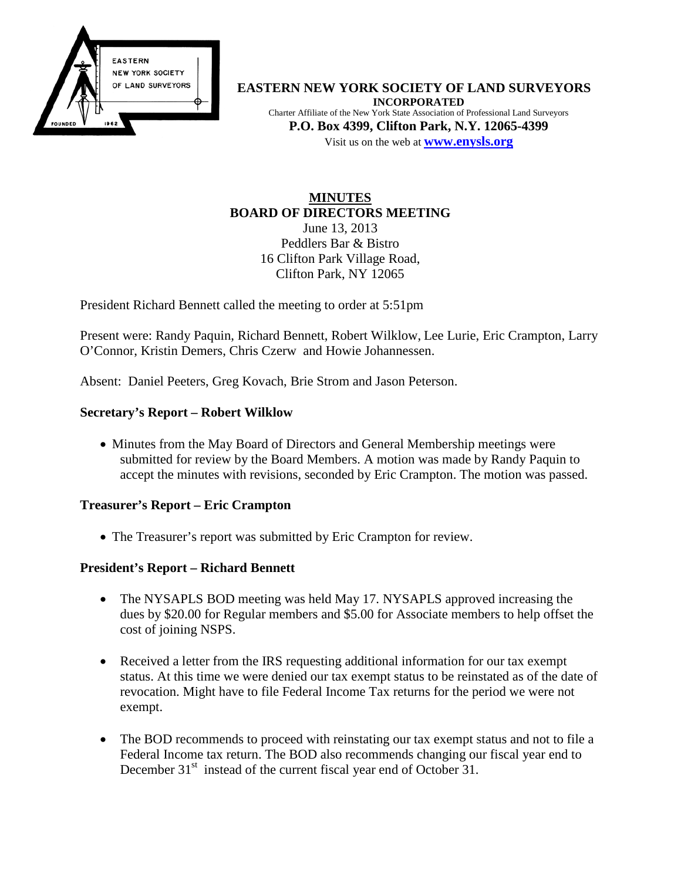**EASTERN NEW YORK SOCIETY OF LAND SURVEYORS**
**INCORPORATED**
Charter Affiliate of the New York State Association of Professional Land Surveyors
**P.O. Box 4399, Clifton Park, N.Y. 12065-4399**
Visit us on the web at **www.enysls.org**

# MINUTES
## BOARD OF DIRECTORS MEETING

June 13, 2013
Peddlers Bar & Bistro
16 Clifton Park Village Road,
Clifton Park, NY 12065

President Richard Bennett called the meeting to order at 5:51pm

Present were: Randy Paquin, Richard Bennett, Robert Wilklow, Lee Lurie, Eric Crampton, Larry O'Connor, Kristin Demers, Chris Czerw and Howie Johannessen.

Absent: Daniel Peeters, Greg Kovach, Brie Strom and Jason Peterson.

### Secretary's Report – Robert Wilklow

- Minutes from the May Board of Directors and General Membership meetings were submitted for review by the Board Members. A motion was made by Randy Paquin to accept the minutes with revisions, seconded by Eric Crampton. The motion was passed.

### Treasurer's Report – Eric Crampton

- The Treasurer's report was submitted by Eric Crampton for review.

### President's Report – Richard Bennett

- The NYSAPLS BOD meeting was held May 17. NYSAPLS approved increasing the dues by $20.00 for Regular members and $5.00 for Associate members to help offset the cost of joining NSPS.
- Received a letter from the IRS requesting additional information for our tax exempt status. At this time we were denied our tax exempt status to be reinstated as of the date of revocation. Might have to file Federal Income Tax returns for the period we were not exempt.
- The BOD recommends to proceed with reinstating our tax exempt status and not to file a Federal Income tax return. The BOD also recommends changing our fiscal year end to December 31st instead of the current fiscal year end of October 31.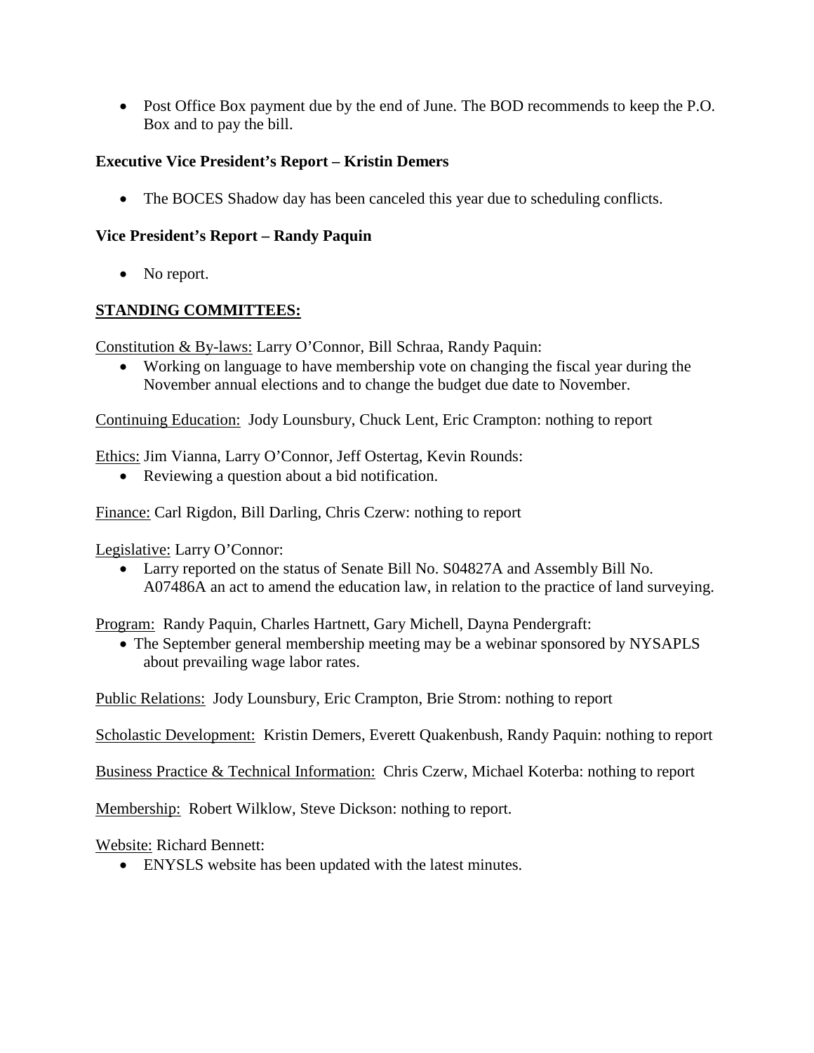- Post Office Box payment due by the end of June. The BOD recommends to keep the P.O. Box and to pay the bill.

**Executive Vice President's Report – Kristin Demers**

- The BOCES Shadow day has been canceled this year due to scheduling conflicts.

**Vice President's Report – Randy Paquin**

- No report.

**STANDING COMMITTEES:**

Constitution & By-laws: Larry O'Connor, Bill Schraa, Randy Paquin:

- Working on language to have membership vote on changing the fiscal year during the November annual elections and to change the budget due date to November.

Continuing Education: Jody Lounsbury, Chuck Lent, Eric Crampton: nothing to report

Ethics: Jim Vianna, Larry O'Connor, Jeff Ostertag, Kevin Rounds:

- Reviewing a question about a bid notification.

Finance: Carl Rigdon, Bill Darling, Chris Czerw: nothing to report

Legislative: Larry O'Connor:

- Larry reported on the status of Senate Bill No. S04827A and Assembly Bill No. A07486A an act to amend the education law, in relation to the practice of land surveying.

Program: Randy Paquin, Charles Hartnett, Gary Michell, Dayna Pendergraft:

- The September general membership meeting may be a webinar sponsored by NYSAPLS about prevailing wage labor rates.

Public Relations: Jody Lounsbury, Eric Crampton, Brie Strom: nothing to report

Scholastic Development: Kristin Demers, Everett Quakenbush, Randy Paquin: nothing to report

Business Practice & Technical Information: Chris Czerw, Michael Koterba: nothing to report

Membership: Robert Wilklow, Steve Dickson: nothing to report.

Website: Richard Bennett:

- ENYSLS website has been updated with the latest minutes.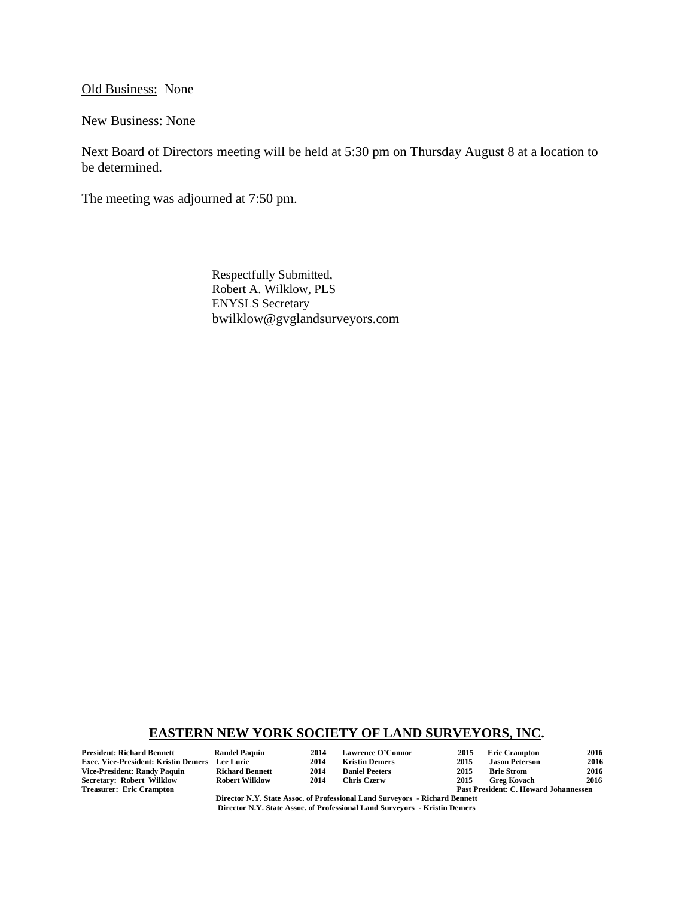<u>Old Business:</u> None

<u>New Business</u>: None

Next Board of Directors meeting will be held at 5:30 pm on Thursday August 8 at a location to be determined.

The meeting was adjourned at 7:50 pm.

Respectfully Submitted,
Robert A. Wilklow, PLS
ENYSLS Secretary
bwilklow@gvglandsurveyors.com

## EASTERN NEW YORK SOCIETY OF LAND SURVEYORS, INC.

| | | | | | | |
|---|---|---|---|---|---|---|
| **President: Richard Bennett** | **Randel Paquin** | **2014** | **Lawrence O'Connor** | **2015** | **Eric Crampton** | **2016** |
| **Exec. Vice-President: Kristin Demers** | **Lee Lurie** | **2014** | **Kristin Demers** | **2015** | **Jason Peterson** | **2016** |
| **Vice-President: Randy Paquin** | **Richard Bennett** | **2014** | **Daniel Peeters** | **2015** | **Brie Strom** | **2016** |
| **Secretary: Robert Wilklow** | **Robert Wilklow** | **2014** | **Chris Czerw** | **2015** | **Greg Kovach** | **2016** |
| **Treasurer: Eric Crampton** | | | | **Past President: C. Howard Johannessen** | | |

**Director N.Y. State Assoc. of Professional Land Surveyors - Richard Bennett**
**Director N.Y. State Assoc. of Professional Land Surveyors - Kristin Demers**